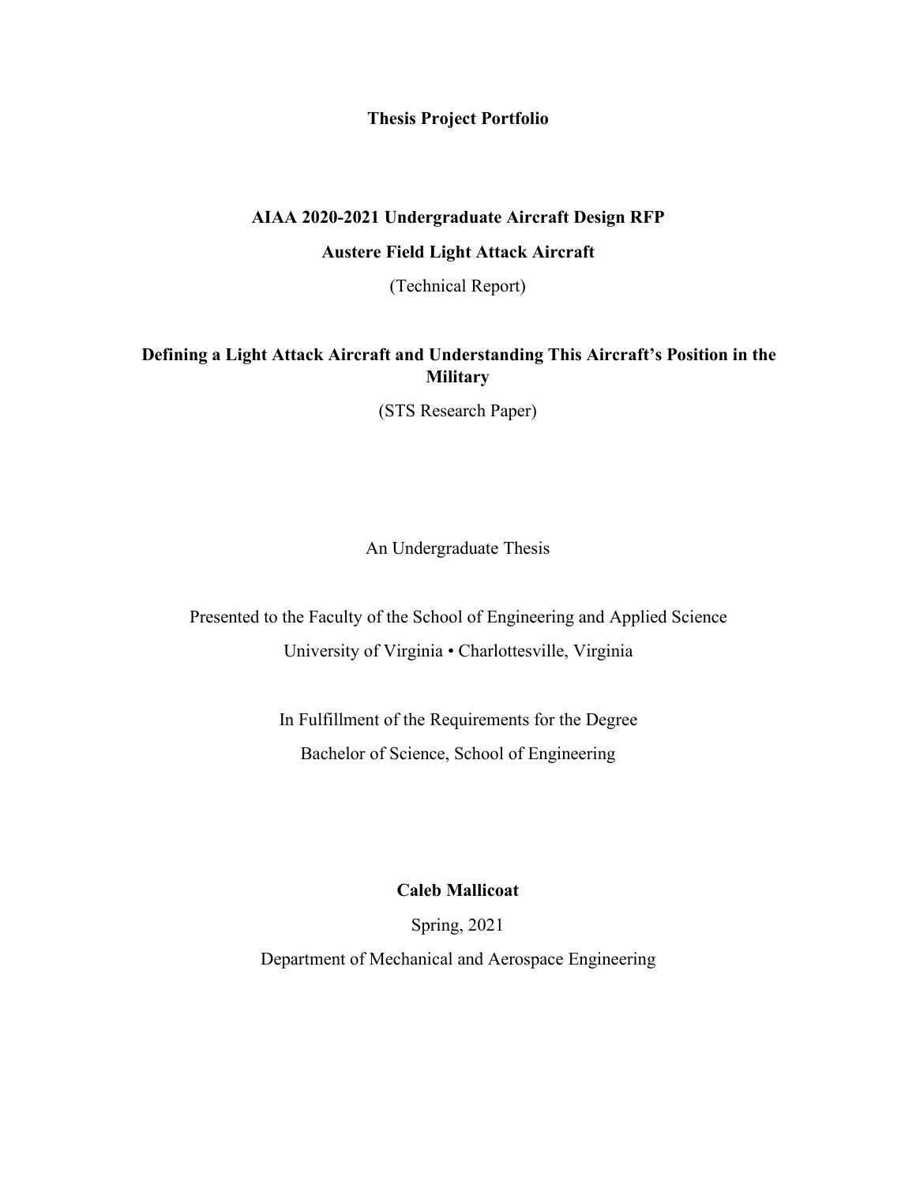# Thesis Project Portfolio

## AIAA 2020-2021 Undergraduate Aircraft Design RFP

## Austere Field Light Attack Aircraft

(Technical Report)

## Defining a Light Attack Aircraft and Understanding This Aircraft's Position in the Military

(STS Research Paper)

An Undergraduate Thesis

Presented to the Faculty of the School of Engineering and Applied Science

University of Virginia • Charlottesville, Virginia

In Fulfillment of the Requirements for the Degree

Bachelor of Science, School of Engineering

**Caleb Mallicoat**

Spring, 2021

Department of Mechanical and Aerospace Engineering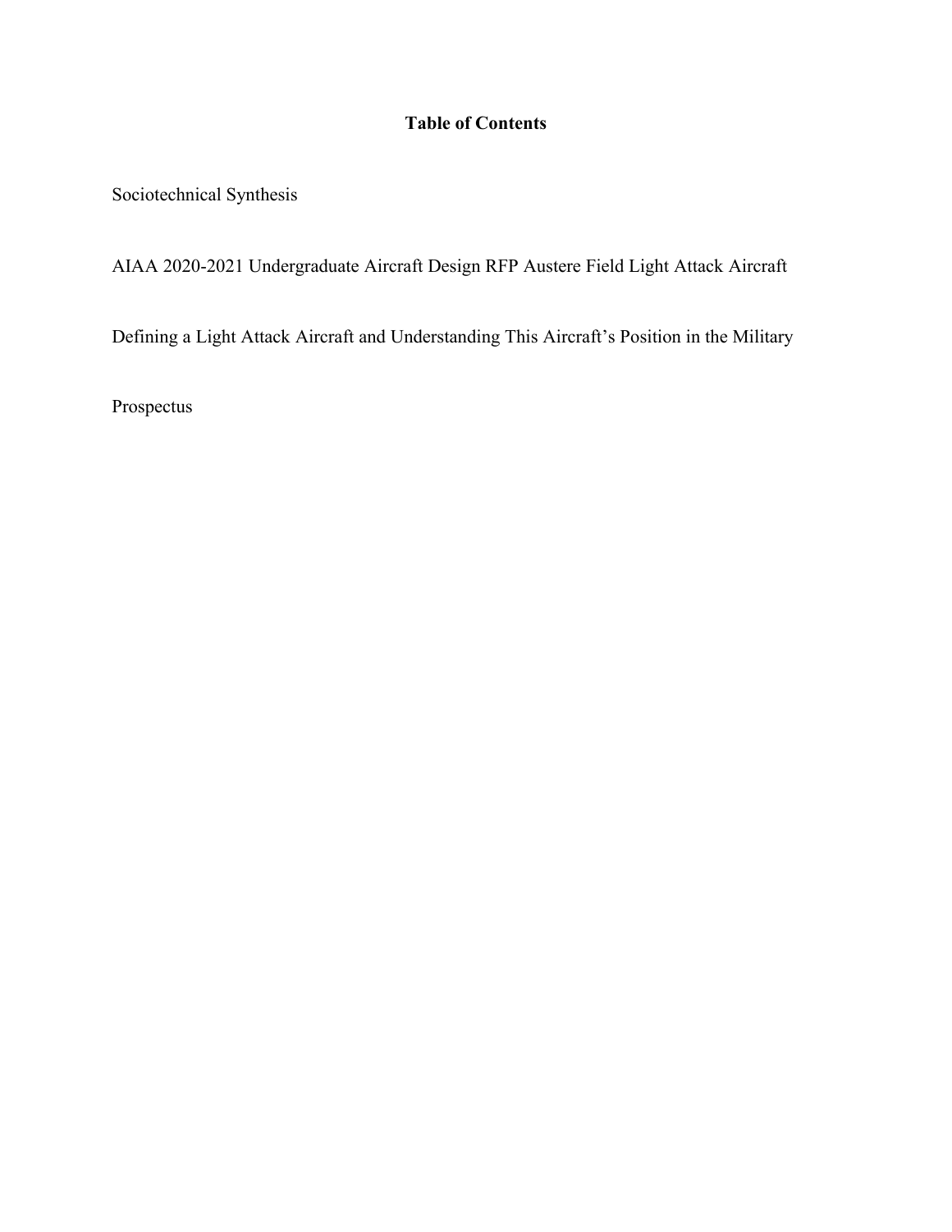**Table of Contents**

Sociotechnical Synthesis

AIAA 2020-2021 Undergraduate Aircraft Design RFP Austere Field Light Attack Aircraft

Defining a Light Attack Aircraft and Understanding This Aircraft's Position in the Military

Prospectus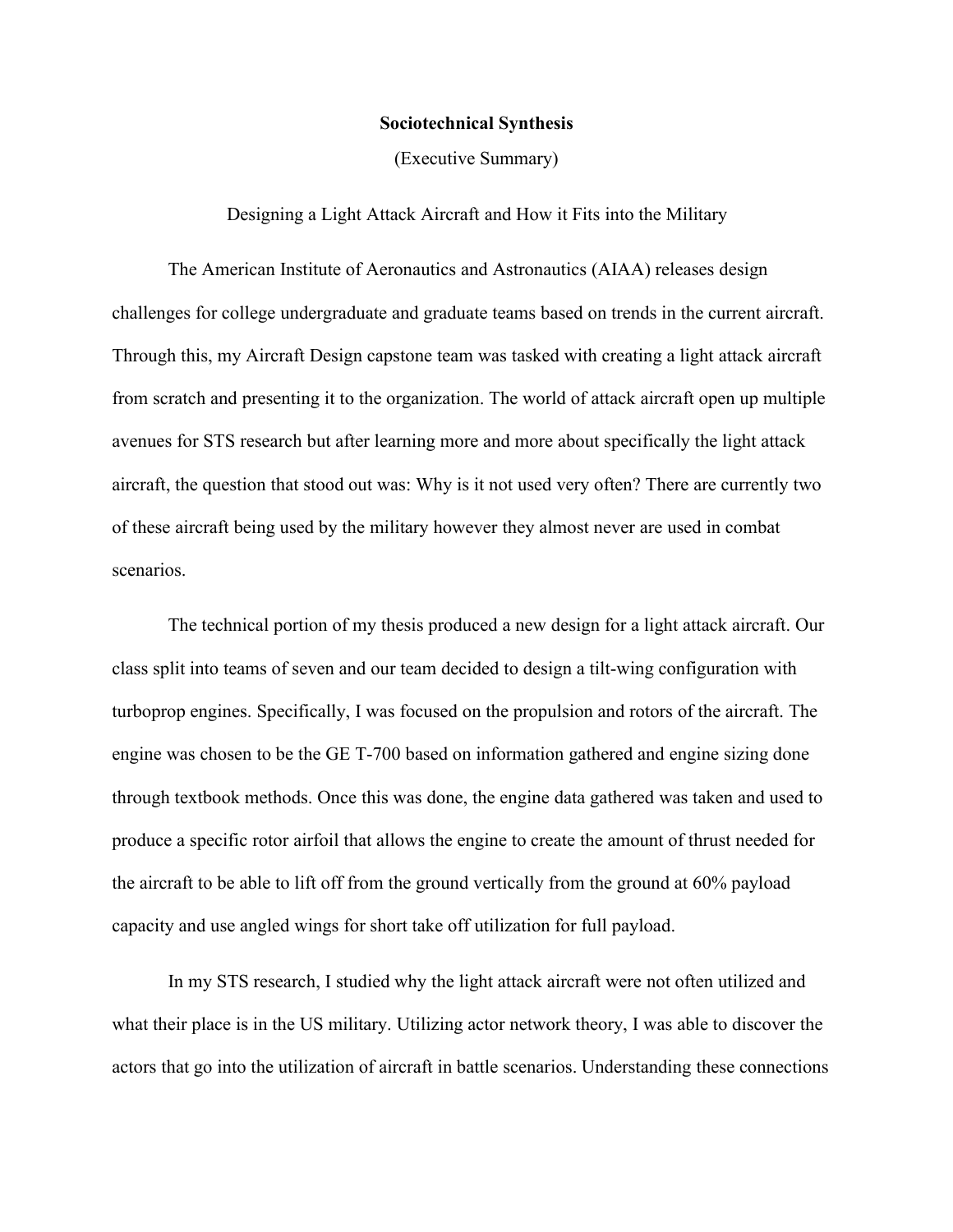**Sociotechnical Synthesis**

(Executive Summary)

Designing a Light Attack Aircraft and How it Fits into the Military

The American Institute of Aeronautics and Astronautics (AIAA) releases design challenges for college undergraduate and graduate teams based on trends in the current aircraft. Through this, my Aircraft Design capstone team was tasked with creating a light attack aircraft from scratch and presenting it to the organization. The world of attack aircraft open up multiple avenues for STS research but after learning more and more about specifically the light attack aircraft, the question that stood out was: Why is it not used very often? There are currently two of these aircraft being used by the military however they almost never are used in combat scenarios.

The technical portion of my thesis produced a new design for a light attack aircraft. Our class split into teams of seven and our team decided to design a tilt-wing configuration with turboprop engines. Specifically, I was focused on the propulsion and rotors of the aircraft. The engine was chosen to be the GE T-700 based on information gathered and engine sizing done through textbook methods. Once this was done, the engine data gathered was taken and used to produce a specific rotor airfoil that allows the engine to create the amount of thrust needed for the aircraft to be able to lift off from the ground vertically from the ground at 60% payload capacity and use angled wings for short take off utilization for full payload.

In my STS research, I studied why the light attack aircraft were not often utilized and what their place is in the US military. Utilizing actor network theory, I was able to discover the actors that go into the utilization of aircraft in battle scenarios. Understanding these connections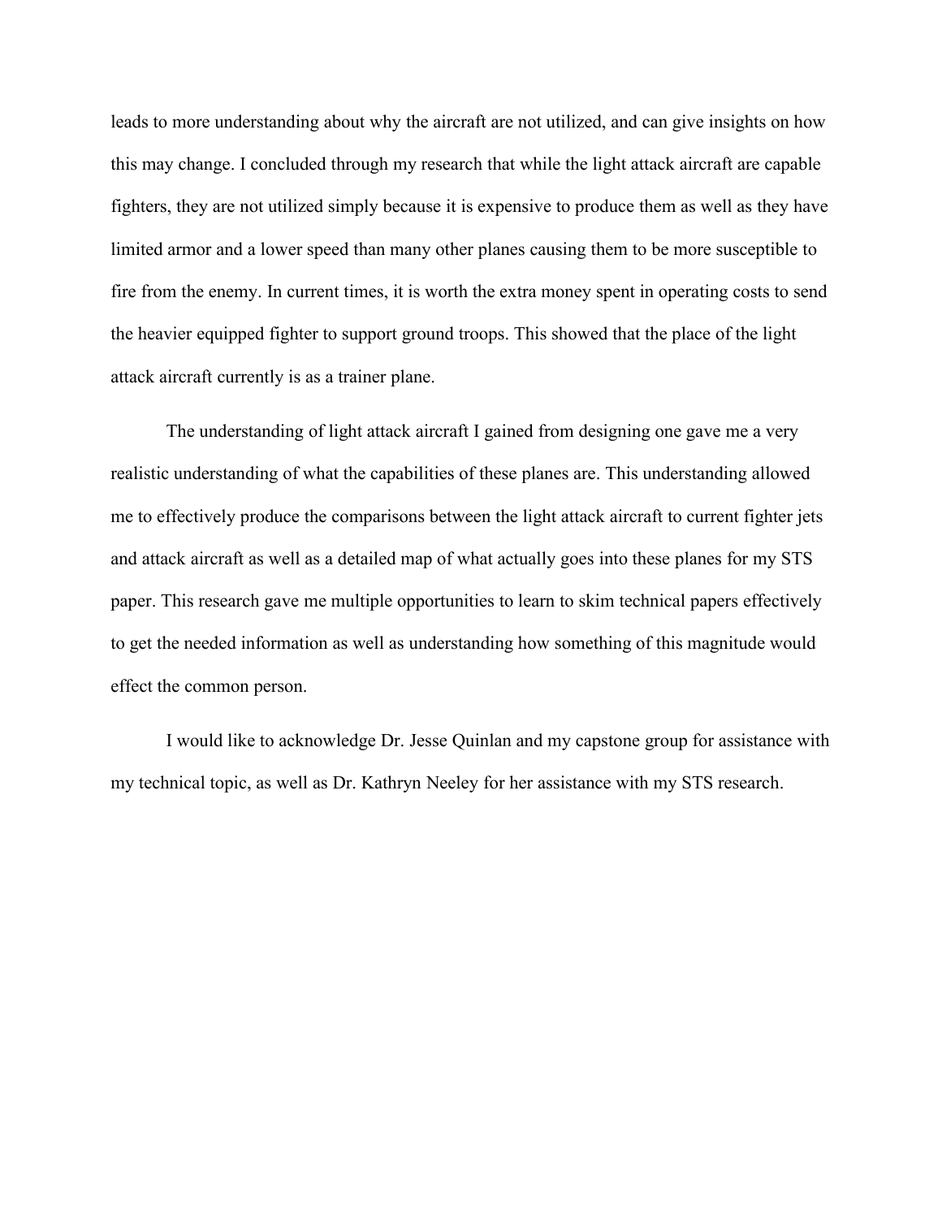leads to more understanding about why the aircraft are not utilized, and can give insights on how this may change. I concluded through my research that while the light attack aircraft are capable fighters, they are not utilized simply because it is expensive to produce them as well as they have limited armor and a lower speed than many other planes causing them to be more susceptible to fire from the enemy. In current times, it is worth the extra money spent in operating costs to send the heavier equipped fighter to support ground troops. This showed that the place of the light attack aircraft currently is as a trainer plane.

The understanding of light attack aircraft I gained from designing one gave me a very realistic understanding of what the capabilities of these planes are. This understanding allowed me to effectively produce the comparisons between the light attack aircraft to current fighter jets and attack aircraft as well as a detailed map of what actually goes into these planes for my STS paper. This research gave me multiple opportunities to learn to skim technical papers effectively to get the needed information as well as understanding how something of this magnitude would effect the common person.

I would like to acknowledge Dr. Jesse Quinlan and my capstone group for assistance with my technical topic, as well as Dr. Kathryn Neeley for her assistance with my STS research.